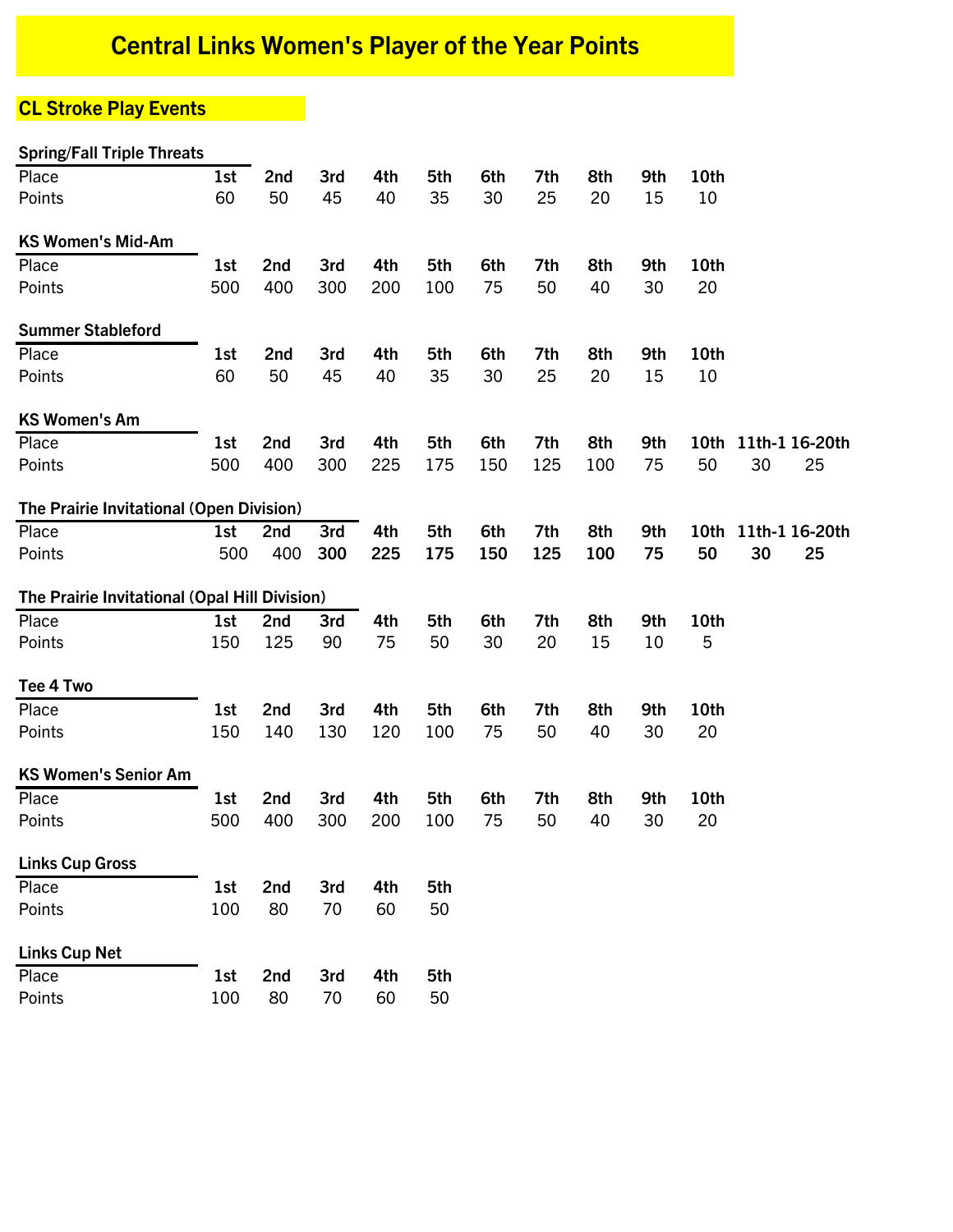# Central Links Women's Player of the Year Points

## CL Stroke Play Events

### Spring/Fall Triple Threats

| Place | 1st | 2nd | 3rd | 4th | 5th | 6th | 7th | 8th | 9th | 10th |
|---|---|---|---|---|---|---|---|---|---|---|
| Points | 60 | 50 | 45 | 40 | 35 | 30 | 25 | 20 | 15 | 10 |

### KS Women's Mid-Am

| Place | 1st | 2nd | 3rd | 4th | 5th | 6th | 7th | 8th | 9th | 10th |
|---|---|---|---|---|---|---|---|---|---|---|
| Points | 500 | 400 | 300 | 200 | 100 | 75 | 50 | 40 | 30 | 20 |

### Summer Stableford

| Place | 1st | 2nd | 3rd | 4th | 5th | 6th | 7th | 8th | 9th | 10th |
|---|---|---|---|---|---|---|---|---|---|---|
| Points | 60 | 50 | 45 | 40 | 35 | 30 | 25 | 20 | 15 | 10 |

### KS Women's Am

| Place | 1st | 2nd | 3rd | 4th | 5th | 6th | 7th | 8th | 9th | 10th | 11th-1 | 16-20th |
|---|---|---|---|---|---|---|---|---|---|---|---|---|
| Points | 500 | 400 | 300 | 225 | 175 | 150 | 125 | 100 | 75 | 50 | 30 | 25 |

### The Prairie Invitational (Open Division)

| Place | 1st | 2nd | 3rd | 4th | 5th | 6th | 7th | 8th | 9th | 10th | 11th-1 | 16-20th |
|---|---|---|---|---|---|---|---|---|---|---|---|---|
| Points | 500 | 400 | **300** | **225** | **175** | **150** | **125** | **100** | **75** | **50** | **30** | **25** |

### The Prairie Invitational (Opal Hill Division)

| Place | 1st | 2nd | 3rd | 4th | 5th | 6th | 7th | 8th | 9th | 10th |
|---|---|---|---|---|---|---|---|---|---|---|
| Points | 150 | 125 | 90 | 75 | 50 | 30 | 20 | 15 | 10 | 5 |

### Tee 4 Two

| Place | 1st | 2nd | 3rd | 4th | 5th | 6th | 7th | 8th | 9th | 10th |
|---|---|---|---|---|---|---|---|---|---|---|
| Points | 150 | 140 | 130 | 120 | 100 | 75 | 50 | 40 | 30 | 20 |

### KS Women's Senior Am

| Place | 1st | 2nd | 3rd | 4th | 5th | 6th | 7th | 8th | 9th | 10th |
|---|---|---|---|---|---|---|---|---|---|---|
| Points | 500 | 400 | 300 | 200 | 100 | 75 | 50 | 40 | 30 | 20 |

### Links Cup Gross

| Place | 1st | 2nd | 3rd | 4th | 5th |
|---|---|---|---|---|---|
| Points | 100 | 80 | 70 | 60 | 50 |

### Links Cup Net

| Place | 1st | 2nd | 3rd | 4th | 5th |
|---|---|---|---|---|---|
| Points | 100 | 80 | 70 | 60 | 50 |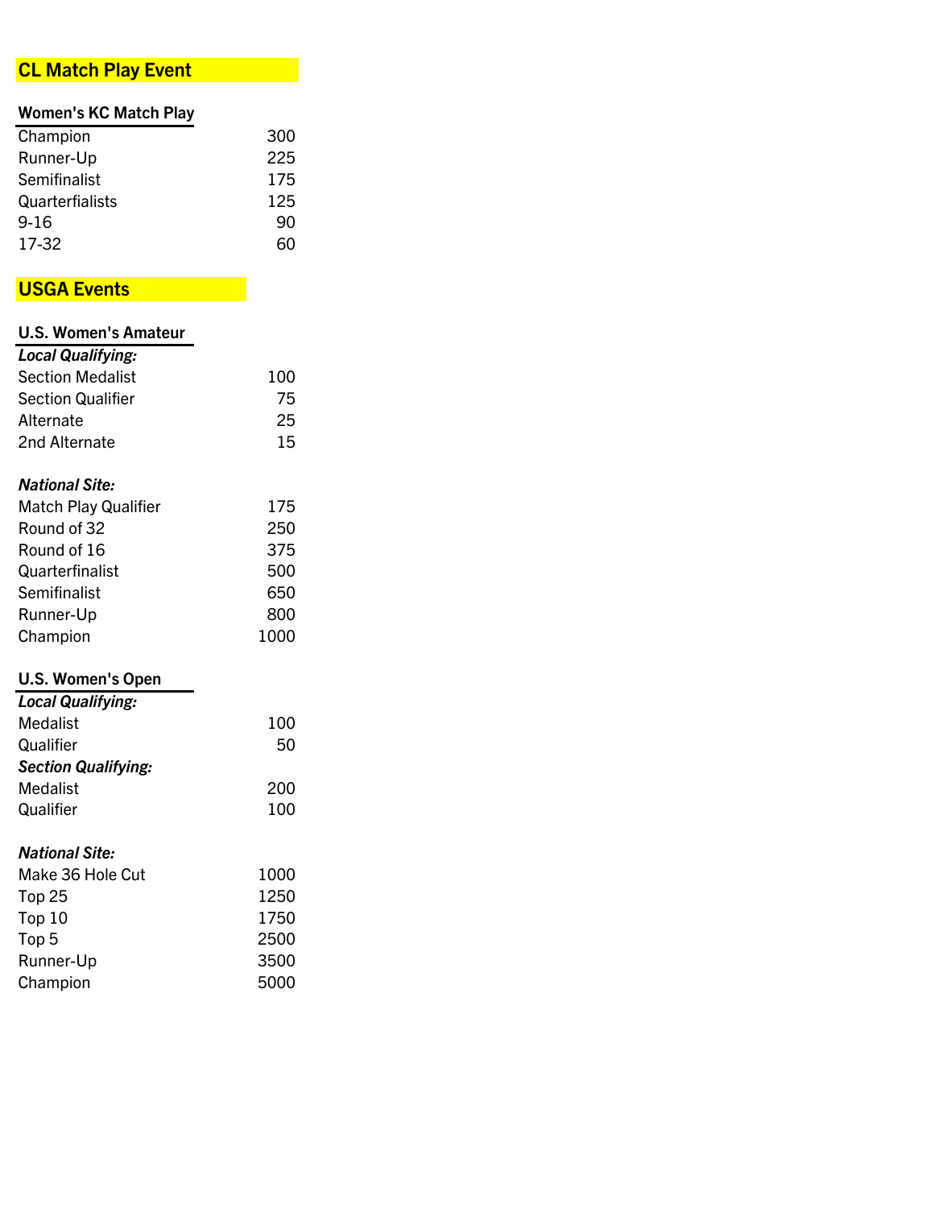## CL Match Play Event

| Women's KC Match Play | |
|---|---|
| Champion | 300 |
| Runner-Up | 225 |
| Semifinalist | 175 |
| Quarterfialists | 125 |
| 9-16 | 90 |
| 17-32 | 60 |

## USGA Events

| U.S. Women's Amateur | |
|---|---|
| ***Local Qualifying:*** | |
| Section Medalist | 100 |
| Section Qualifier | 75 |
| Alternate | 25 |
| 2nd Alternate | 15 |
| | |
| ***National Site:*** | |
| Match Play Qualifier | 175 |
| Round of 32 | 250 |
| Round of 16 | 375 |
| Quarterfinalist | 500 |
| Semifinalist | 650 |
| Runner-Up | 800 |
| Champion | 1000 |

| U.S. Women's Open | |
|---|---|
| ***Local Qualifying:*** | |
| Medalist | 100 |
| Qualifier | 50 |
| ***Section Qualifying:*** | |
| Medalist | 200 |
| Qualifier | 100 |
| | |
| ***National Site:*** | |
| Make 36 Hole Cut | 1000 |
| Top 25 | 1250 |
| Top 10 | 1750 |
| Top 5 | 2500 |
| Runner-Up | 3500 |
| Champion | 5000 |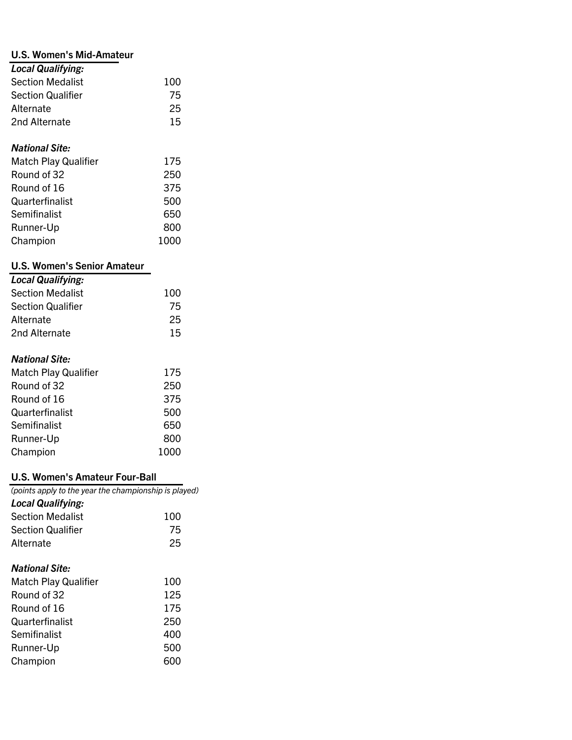**U.S. Women's Mid-Amateur**

***Local Qualifying:***

| | |
|---|---|
| Section Medalist | 100 |
| Section Qualifier | 75 |
| Alternate | 25 |
| 2nd Alternate | 15 |

***National Site:***

| | |
|---|---|
| Match Play Qualifier | 175 |
| Round of 32 | 250 |
| Round of 16 | 375 |
| Quarterfinalist | 500 |
| Semifinalist | 650 |
| Runner-Up | 800 |
| Champion | 1000 |

**U.S. Women's Senior Amateur**

***Local Qualifying:***

| | |
|---|---|
| Section Medalist | 100 |
| Section Qualifier | 75 |
| Alternate | 25 |
| 2nd Alternate | 15 |

***National Site:***

| | |
|---|---|
| Match Play Qualifier | 175 |
| Round of 32 | 250 |
| Round of 16 | 375 |
| Quarterfinalist | 500 |
| Semifinalist | 650 |
| Runner-Up | 800 |
| Champion | 1000 |

**U.S. Women's Amateur Four-Ball**

*(points apply to the year the championship is played)*

***Local Qualifying:***

| | |
|---|---|
| Section Medalist | 100 |
| Section Qualifier | 75 |
| Alternate | 25 |

***National Site:***

| | |
|---|---|
| Match Play Qualifier | 100 |
| Round of 32 | 125 |
| Round of 16 | 175 |
| Quarterfinalist | 250 |
| Semifinalist | 400 |
| Runner-Up | 500 |
| Champion | 600 |